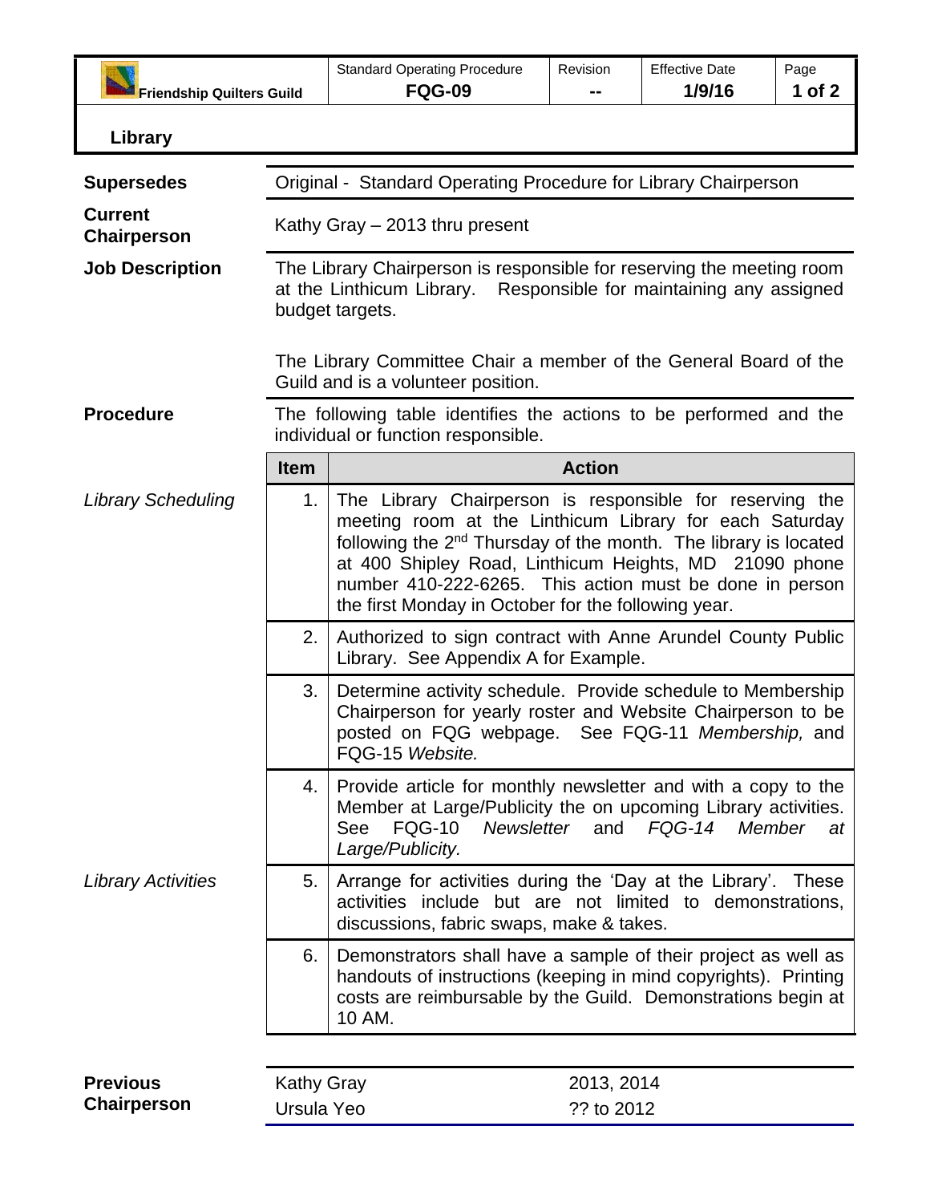| Friendship Quilters Guild | Standard Operating Procedure **FQG-09** | Revision **--** | Effective Date **1/9/16** |
|---|---|---|---|

# Library

**Supersedes**

Original - Standard Operating Procedure for Library Chairperson

**Current Chairperson**

Kathy Gray – 2013 thru present

**Job Description**

The Library Chairperson is responsible for reserving the meeting room at the Linthicum Library. Responsible for maintaining any assigned budget targets.

The Library Committee Chair a member of the General Board of the Guild and is a volunteer position.

**Procedure**

The following table identifies the actions to be performed and the individual or function responsible.

| | Item | Action |
|---|---|---|
| *Library Scheduling* | 1. | The Library Chairperson is responsible for reserving the meeting room at the Linthicum Library for each Saturday following the 2nd Thursday of the month. The library is located at 400 Shipley Road, Linthicum Heights, MD 21090 phone number 410-222-6265. This action must be done in person the first Monday in October for the following year. |
| | 2. | Authorized to sign contract with Anne Arundel County Public Library. See Appendix A for Example. |
| | 3. | Determine activity schedule. Provide schedule to Membership Chairperson for yearly roster and Website Chairperson to be posted on FQG webpage. See FQG-11 *Membership,* and FQG-15 *Website.* |
| | 4. | Provide article for monthly newsletter and with a copy to the Member at Large/Publicity the on upcoming Library activities. See FQG-10 *Newsletter* and *FQG-14 Member at Large/Publicity.* |
| *Library Activities* | 5. | Arrange for activities during the 'Day at the Library'. These activities include but are not limited to demonstrations, discussions, fabric swaps, make & takes. |
| | 6. | Demonstrators shall have a sample of their project as well as handouts of instructions (keeping in mind copyrights). Printing costs are reimbursable by the Guild. Demonstrations begin at 10 AM. |

**Previous Chairperson**

| | |
|---|---|
| Kathy Gray | 2013, 2014 |
| Ursula Yeo | ?? to 2012 |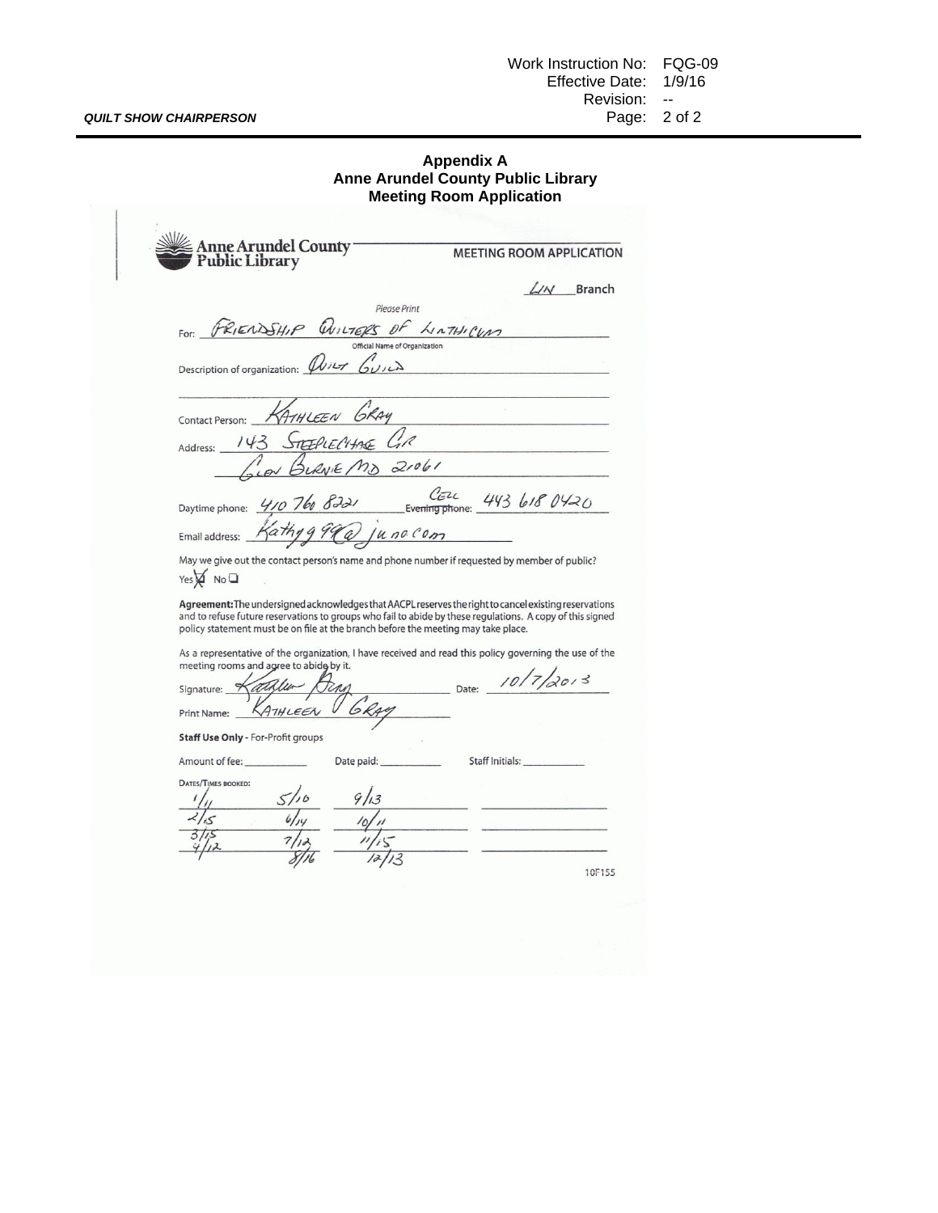## Appendix A
## Anne Arundel County Public Library
## Meeting Room Application

**Anne Arundel County Public Library** — MEETING ROOM APPLICATION

LIN Branch

*Please Print*

For: FRIENDSHIP QUILTERS OF LINTHICUM
Official Name of Organization

Description of organization: QUILT GUILD

Contact Person: KATHLEEN GRAY

Address: 143 STEEPLECHASE CIR
GLEN BURNIE MD 21061

Daytime phone: 410 760 8221 ~~Evening phone~~ CELL: 443 618 0420

Email address: Kathyg99@junocom

May we give out the contact person's name and phone number if requested by member of public?

Yes ☒ No ☐

**Agreement:** The undersigned acknowledges that AACPL reserves the right to cancel existing reservations and to refuse future reservations to groups who fail to abide by these regulations. A copy of this signed policy statement must be on file at the branch before the meeting may take place.

As a representative of the organization, I have received and read this policy governing the use of the meeting rooms and agree to abide by it.

Signature: Kathleen Gray Date: 10/7/2013

Print Name: KATHLEEN GRAY

**Staff Use Only** - For-Profit groups

Amount of fee: ____________ Date paid: ____________ Staff Initials: ____________

DATES/TIMES BOOKED:

| | | | |
|---|---|---|---|
| 1/11 | 5/10 | 9/13 | |
| 2/15 | 6/14 | 10/11 | |
| 3/15 4/12 | 7/12 | 11/15 | |
| | 8/16 | 12/13 | |

10F155